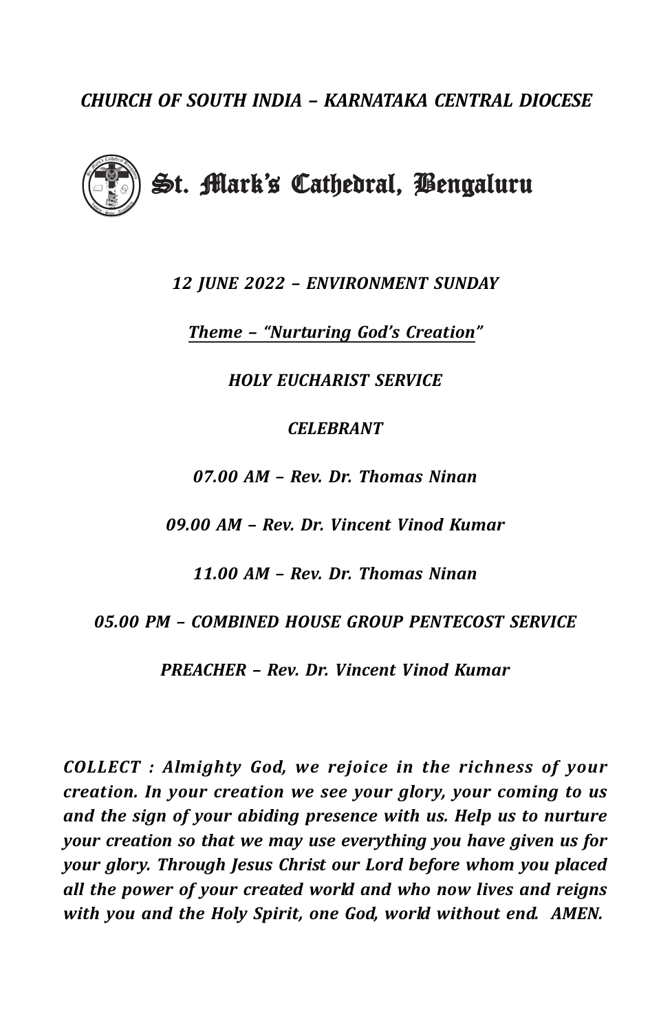***CHURCH OF SOUTH INDIA – KARNATAKA CENTRAL DIOCESE***

# St. Mark's Cathedral, Bengaluru

***12 JUNE 2022 – ENVIRONMENT SUNDAY***

***<u>Theme – "Nurturing God's Creation"</u>***

***HOLY EUCHARIST SERVICE***

***CELEBRANT***

***07.00 AM – Rev. Dr. Thomas Ninan***

***09.00 AM – Rev. Dr. Vincent Vinod Kumar***

***11.00 AM – Rev. Dr. Thomas Ninan***

***05.00 PM – COMBINED HOUSE GROUP PENTECOST SERVICE***

***PREACHER – Rev. Dr. Vincent Vinod Kumar***

***COLLECT : Almighty God, we rejoice in the richness of your creation. In your creation we see your glory, your coming to us and the sign of your abiding presence with us. Help us to nurture your creation so that we may use everything you have given us for your glory. Through Jesus Christ our Lord before whom you placed all the power of your created world and who now lives and reigns with you and the Holy Spirit, one God, world without end. AMEN.***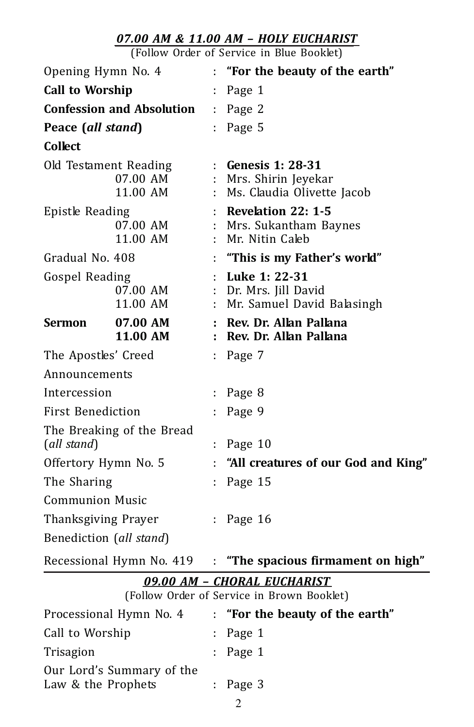## *07.00 AM & 11.00 AM – HOLY EUCHARIST*

(Follow Order of Service in Blue Booklet)

| | | |
|---|---|---|
| Opening Hymn No. 4 | : | **"For the beauty of the earth"** |
| **Call to Worship** | : | Page 1 |
| **Confession and Absolution** | : | Page 2 |
| **Peace (*all stand*)** | : | Page 5 |
| **Collect** | | |
| Old Testament Reading | : | **Genesis 1: 28-31** |
| 07.00 AM | : | Mrs. Shirin Jeyekar |
| 11.00 AM | : | Ms. Claudia Olivette Jacob |
| Epistle Reading | : | **Revelation 22: 1-5** |
| 07.00 AM | : | Mrs. Sukantham Baynes |
| 11.00 AM | : | Mr. Nitin Caleb |
| Gradual No. 408 | : | **"This is my Father's world"** |
| Gospel Reading | : | **Luke 1: 22-31** |
| 07.00 AM | : | Dr. Mrs. Jill David |
| 11.00 AM | : | Mr. Samuel David Balasingh |
| **Sermon 07.00 AM** | : | **Rev. Dr. Allan Pallana** |
| **11.00 AM** | : | **Rev. Dr. Allan Pallana** |
| The Apostles' Creed | : | Page 7 |
| Announcements | | |
| Intercession | : | Page 8 |
| First Benediction | : | Page 9 |
| The Breaking of the Bread (*all stand*) | : | Page 10 |
| Offertory Hymn No. 5 | : | **"All creatures of our God and King"** |
| The Sharing | : | Page 15 |
| Communion Music | | |
| Thanksgiving Prayer | : | Page 16 |
| Benediction (*all stand*) | | |
| Recessional Hymn No. 419 | : | **"The spacious firmament on high"** |

## *09.00 AM – CHORAL EUCHARIST*

(Follow Order of Service in Brown Booklet)

| | | |
|---|---|---|
| Processional Hymn No. 4 | : | **"For the beauty of the earth"** |
| Call to Worship | : | Page 1 |
| Trisagion | : | Page 1 |
| Our Lord's Summary of the Law & the Prophets | : | Page 3 |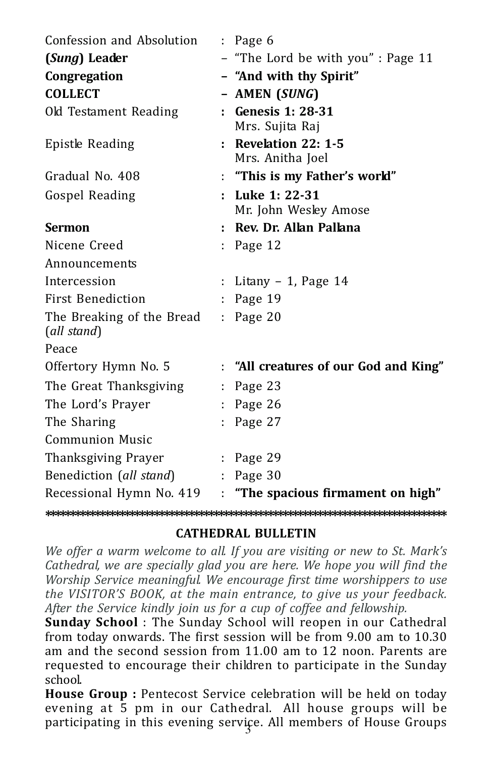| | | |
|---|---|---|
| Confession and Absolution | : | Page 6 |
| **(*Sung*) Leader** | – | "The Lord be with you" : Page 11 |
| **Congregation** | – | **"And with thy Spirit"** |
| **COLLECT** | – | **AMEN (*SUNG*)** |
| Old Testament Reading | : | **Genesis 1: 28-31** Mrs. Sujita Raj |
| Epistle Reading | : | **Revelation 22: 1-5** Mrs. Anitha Joel |
| Gradual No. 408 | : | **"This is my Father's world"** |
| Gospel Reading | : | **Luke 1: 22-31** Mr. John Wesley Amose |
| **Sermon** | : | **Rev. Dr. Allan Pallana** |
| Nicene Creed | : | Page 12 |
| Announcements | | |
| Intercession | : | Litany – 1, Page 14 |
| First Benediction | : | Page 19 |
| The Breaking of the Bread (*all stand*) | : | Page 20 |
| Peace | | |
| Offertory Hymn No. 5 | : | **"All creatures of our God and King"** |
| The Great Thanksgiving | : | Page 23 |
| The Lord's Prayer | : | Page 26 |
| The Sharing | : | Page 27 |
| Communion Music | | |
| Thanksgiving Prayer | : | Page 29 |
| Benediction (*all stand*) | : | Page 30 |
| Recessional Hymn No. 419 | : | **"The spacious firmament on high"** |

*****************************************************************************

## CATHEDRAL BULLETIN

*We offer a warm welcome to all. If you are visiting or new to St. Mark's Cathedral, we are specially glad you are here. We hope you will find the Worship Service meaningful. We encourage first time worshippers to use the VISITOR'S BOOK, at the main entrance, to give us your feedback. After the Service kindly join us for a cup of coffee and fellowship.*

**Sunday School** : The Sunday School will reopen in our Cathedral from today onwards. The first session will be from 9.00 am to 10.30 am and the second session from 11.00 am to 12 noon. Parents are requested to encourage their children to participate in the Sunday school.

**House Group :** Pentecost Service celebration will be held on today evening at 5 pm in our Cathedral. All house groups will be participating in this evening service. All members of House Groups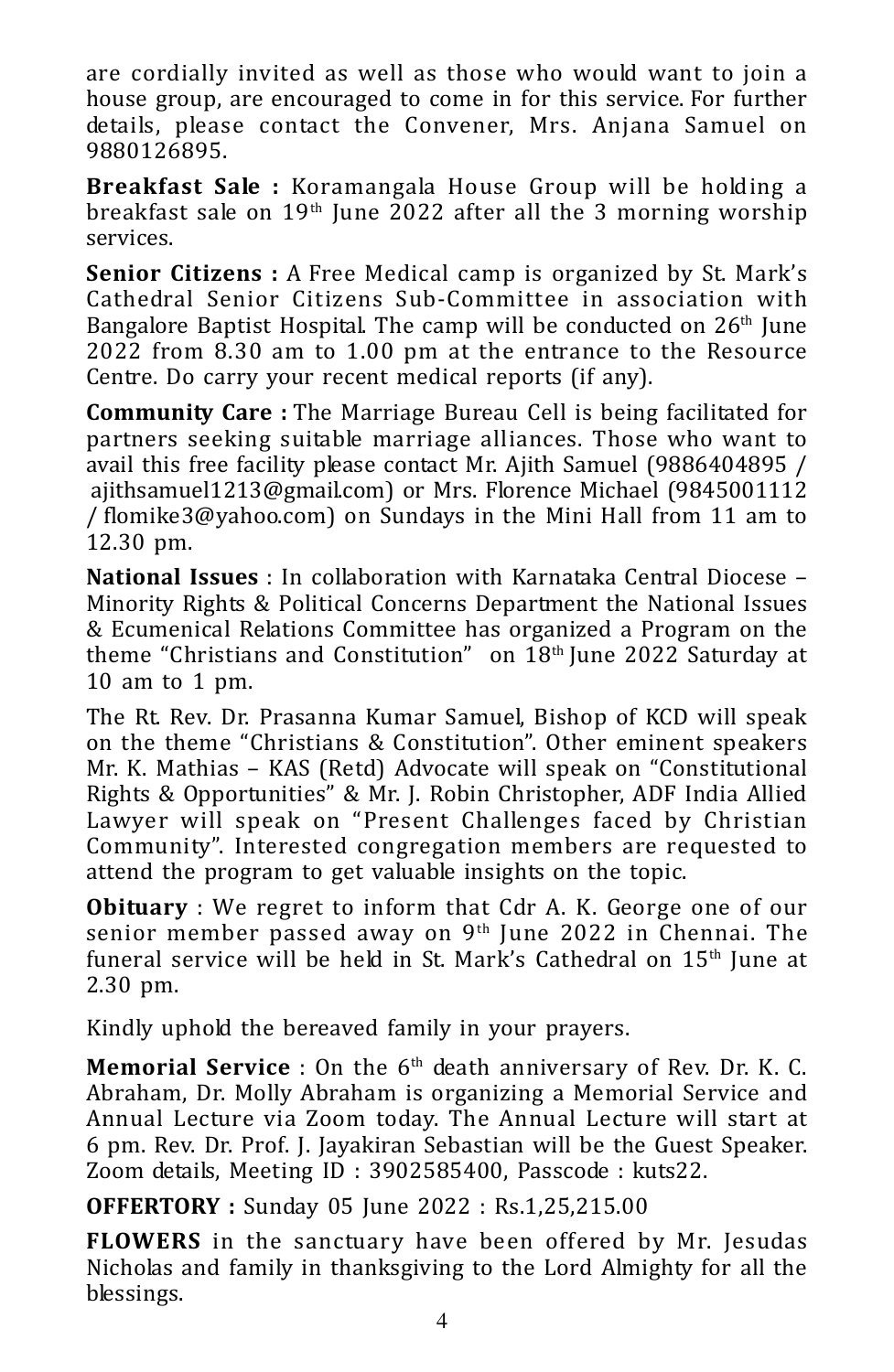are cordially invited as well as those who would want to join a house group, are encouraged to come in for this service. For further details, please contact the Convener, Mrs. Anjana Samuel on 9880126895.

**Breakfast Sale :** Koramangala House Group will be holding a breakfast sale on 19th June 2022 after all the 3 morning worship services.

**Senior Citizens :** A Free Medical camp is organized by St. Mark's Cathedral Senior Citizens Sub-Committee in association with Bangalore Baptist Hospital. The camp will be conducted on 26th June 2022 from 8.30 am to 1.00 pm at the entrance to the Resource Centre. Do carry your recent medical reports (if any).

**Community Care :** The Marriage Bureau Cell is being facilitated for partners seeking suitable marriage alliances. Those who want to avail this free facility please contact Mr. Ajith Samuel (9886404895 / ajithsamuel1213@gmail.com) or Mrs. Florence Michael (9845001112 / flomike3@yahoo.com) on Sundays in the Mini Hall from 11 am to 12.30 pm.

**National Issues** : In collaboration with Karnataka Central Diocese – Minority Rights & Political Concerns Department the National Issues & Ecumenical Relations Committee has organized a Program on the theme "Christians and Constitution" on 18th June 2022 Saturday at 10 am to 1 pm.

The Rt. Rev. Dr. Prasanna Kumar Samuel, Bishop of KCD will speak on the theme "Christians & Constitution". Other eminent speakers Mr. K. Mathias – KAS (Retd) Advocate will speak on "Constitutional Rights & Opportunities" & Mr. J. Robin Christopher, ADF India Allied Lawyer will speak on "Present Challenges faced by Christian Community". Interested congregation members are requested to attend the program to get valuable insights on the topic.

**Obituary** : We regret to inform that Cdr A. K. George one of our senior member passed away on 9th June 2022 in Chennai. The funeral service will be held in St. Mark's Cathedral on 15th June at 2.30 pm.

Kindly uphold the bereaved family in your prayers.

**Memorial Service** : On the 6th death anniversary of Rev. Dr. K. C. Abraham, Dr. Molly Abraham is organizing a Memorial Service and Annual Lecture via Zoom today. The Annual Lecture will start at 6 pm. Rev. Dr. Prof. J. Jayakiran Sebastian will be the Guest Speaker. Zoom details, Meeting ID : 3902585400, Passcode : kuts22.

**OFFERTORY :** Sunday 05 June 2022 : Rs.1,25,215.00

**FLOWERS** in the sanctuary have been offered by Mr. Jesudas Nicholas and family in thanksgiving to the Lord Almighty for all the blessings.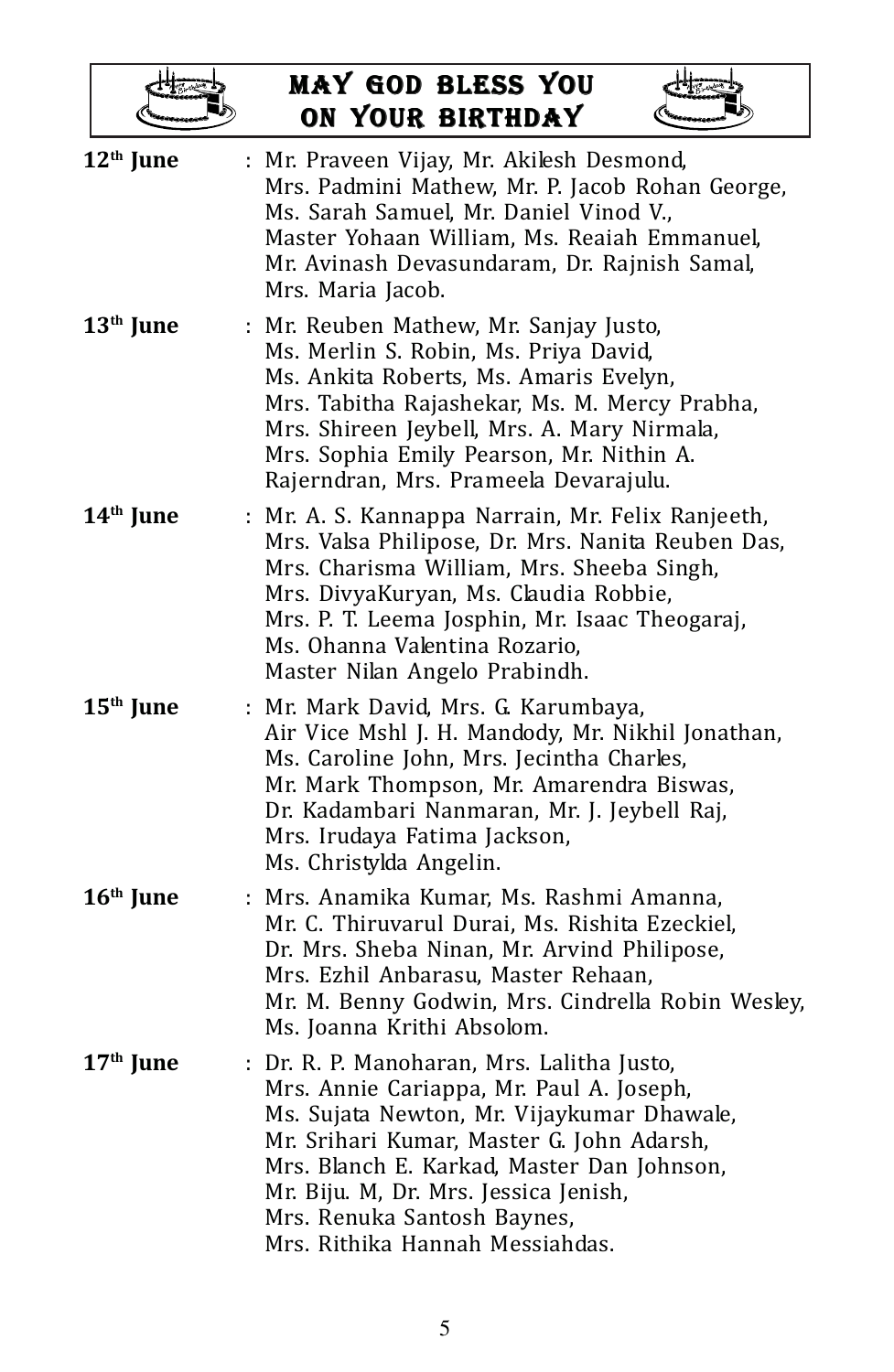## MAY GOD BLESS YOU ON YOUR BIRTHDAY

**12th June** : Mr. Praveen Vijay, Mr. Akilesh Desmond, Mrs. Padmini Mathew, Mr. P. Jacob Rohan George, Ms. Sarah Samuel, Mr. Daniel Vinod V., Master Yohaan William, Ms. Reaiah Emmanuel, Mr. Avinash Devasundaram, Dr. Rajnish Samal, Mrs. Maria Jacob.

**13th June** : Mr. Reuben Mathew, Mr. Sanjay Justo, Ms. Merlin S. Robin, Ms. Priya David, Ms. Ankita Roberts, Ms. Amaris Evelyn, Mrs. Tabitha Rajashekar, Ms. M. Mercy Prabha, Mrs. Shireen Jeybell, Mrs. A. Mary Nirmala, Mrs. Sophia Emily Pearson, Mr. Nithin A. Rajerndran, Mrs. Prameela Devarajulu.

**14th June** : Mr. A. S. Kannappa Narrain, Mr. Felix Ranjeeth, Mrs. Valsa Philipose, Dr. Mrs. Nanita Reuben Das, Mrs. Charisma William, Mrs. Sheeba Singh, Mrs. DivyaKuryan, Ms. Claudia Robbie, Mrs. P. T. Leema Josphin, Mr. Isaac Theogaraj, Ms. Ohanna Valentina Rozario, Master Nilan Angelo Prabindh.

**15th June** : Mr. Mark David, Mrs. G. Karumbaya, Air Vice Mshl J. H. Mandody, Mr. Nikhil Jonathan, Ms. Caroline John, Mrs. Jecintha Charles, Mr. Mark Thompson, Mr. Amarendra Biswas, Dr. Kadambari Nanmaran, Mr. J. Jeybell Raj, Mrs. Irudaya Fatima Jackson, Ms. Christylda Angelin.

**16th June** : Mrs. Anamika Kumar, Ms. Rashmi Amanna, Mr. C. Thiruvarul Durai, Ms. Rishita Ezeckiel, Dr. Mrs. Sheba Ninan, Mr. Arvind Philipose, Mrs. Ezhil Anbarasu, Master Rehaan, Mr. M. Benny Godwin, Mrs. Cindrella Robin Wesley, Ms. Joanna Krithi Absolom.

**17th June** : Dr. R. P. Manoharan, Mrs. Lalitha Justo, Mrs. Annie Cariappa, Mr. Paul A. Joseph, Ms. Sujata Newton, Mr. Vijaykumar Dhawale, Mr. Srihari Kumar, Master G. John Adarsh, Mrs. Blanch E. Karkad, Master Dan Johnson, Mr. Biju. M, Dr. Mrs. Jessica Jenish, Mrs. Renuka Santosh Baynes, Mrs. Rithika Hannah Messiahdas.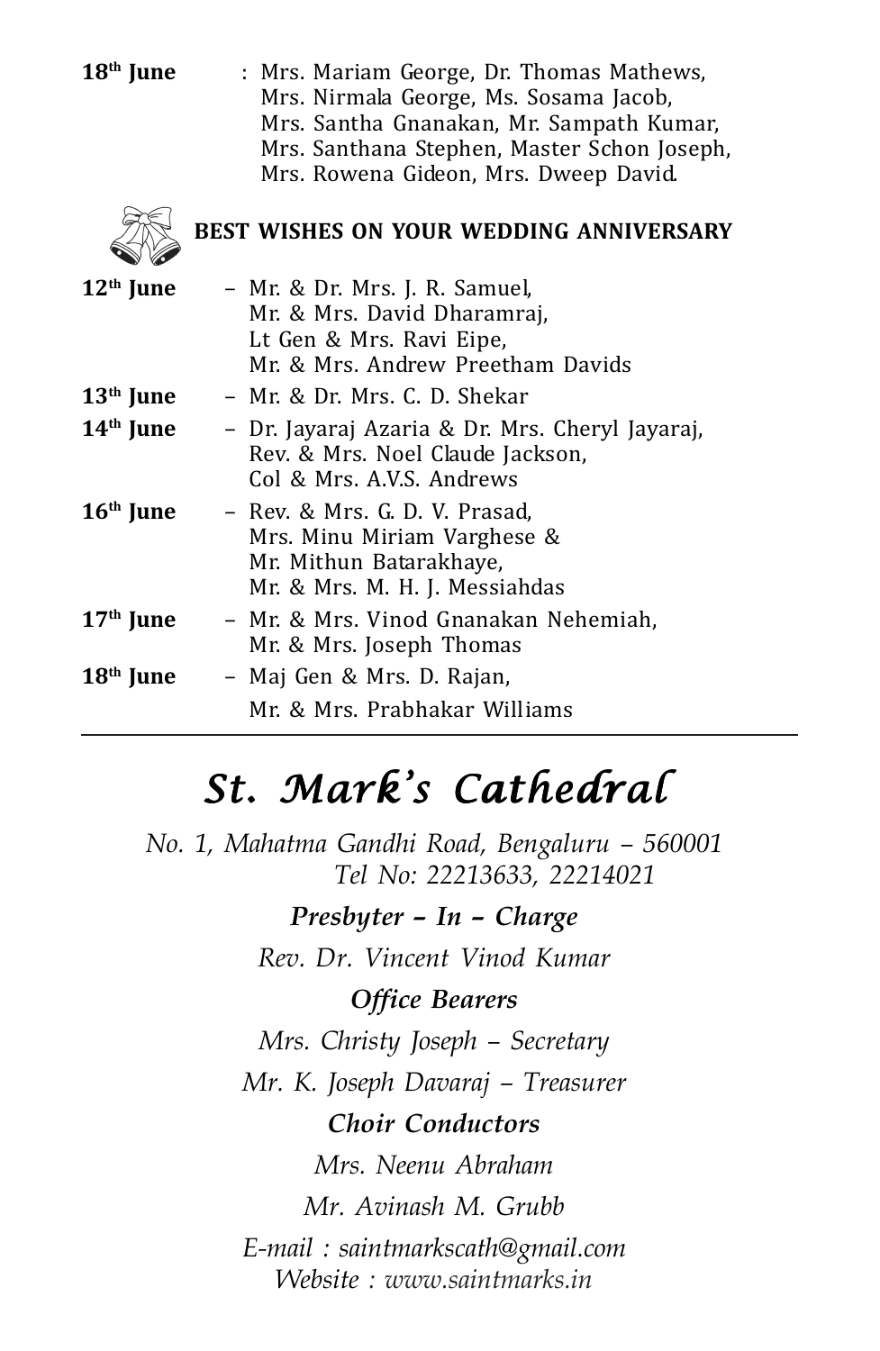**18th June** : Mrs. Mariam George, Dr. Thomas Mathews, Mrs. Nirmala George, Ms. Sosama Jacob, Mrs. Santha Gnanakan, Mr. Sampath Kumar, Mrs. Santhana Stephen, Master Schon Joseph, Mrs. Rowena Gideon, Mrs. Dweep David.

**BEST WISHES ON YOUR WEDDING ANNIVERSARY**

**12th June** – Mr. & Dr. Mrs. J. R. Samuel, Mr. & Mrs. David Dharamraj, Lt Gen & Mrs. Ravi Eipe, Mr. & Mrs. Andrew Preetham Davids

**13th June** – Mr. & Dr. Mrs. C. D. Shekar

**14th June** – Dr. Jayaraj Azaria & Dr. Mrs. Cheryl Jayaraj, Rev. & Mrs. Noel Claude Jackson, Col & Mrs. A.V.S. Andrews

**16th June** – Rev. & Mrs. G. D. V. Prasad, Mrs. Minu Miriam Varghese & Mr. Mithun Batarakhaye, Mr. & Mrs. M. H. J. Messiahdas

**17th June** – Mr. & Mrs. Vinod Gnanakan Nehemiah, Mr. & Mrs. Joseph Thomas

**18th June** – Maj Gen & Mrs. D. Rajan, Mr. & Mrs. Prabhakar Williams

---

# *St. Mark's Cathedral*

*No. 1, Mahatma Gandhi Road, Bengaluru – 560001*
*Tel No: 22213633, 22214021*

***Presbyter – In – Charge***

*Rev. Dr. Vincent Vinod Kumar*

***Office Bearers***

*Mrs. Christy Joseph – Secretary*

*Mr. K. Joseph Davaraj – Treasurer*

***Choir Conductors***

*Mrs. Neenu Abraham*

*Mr. Avinash M. Grubb*

*E-mail : saintmarkscath@gmail.com*
*Website : www.saintmarks.in*